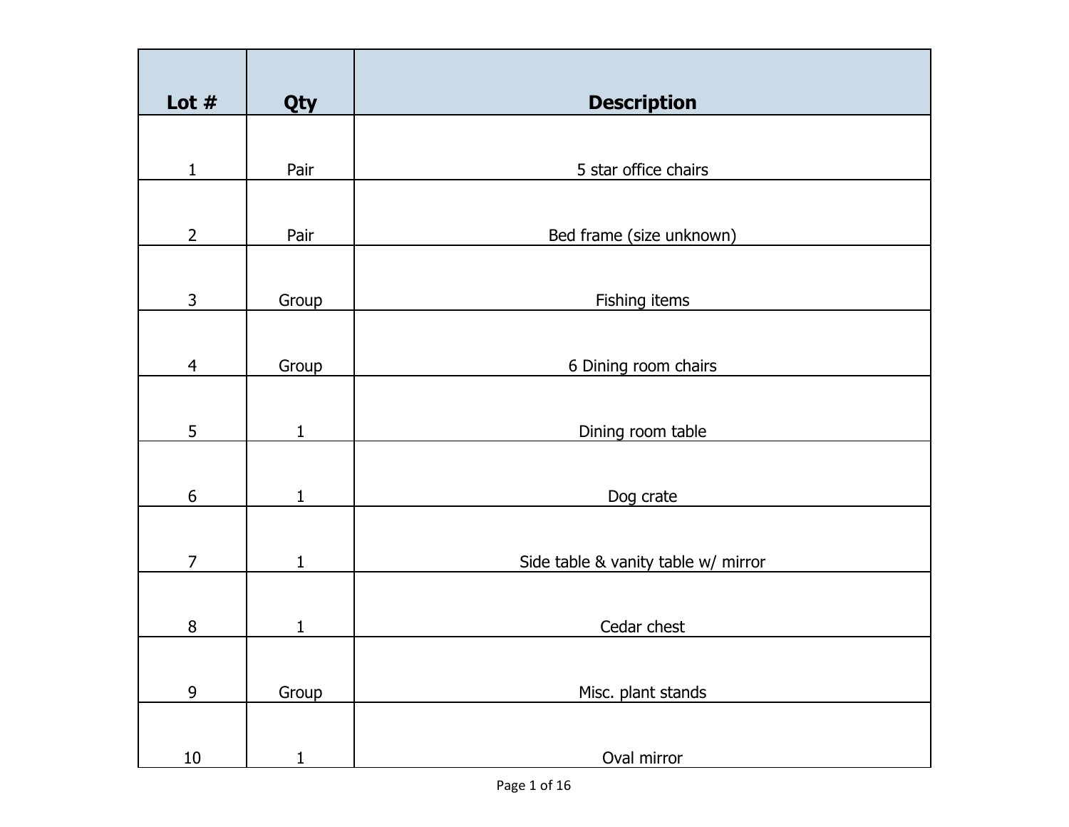| Lot # | Qty | Description |
|---|---|---|
| 1 | Pair | 5 star office chairs |
| 2 | Pair | Bed frame (size unknown) |
| 3 | Group | Fishing items |
| 4 | Group | 6 Dining room chairs |
| 5 | 1 | Dining room table |
| 6 | 1 | Dog crate |
| 7 | 1 | Side table & vanity table w/ mirror |
| 8 | 1 | Cedar chest |
| 9 | Group | Misc. plant stands |
| 10 | 1 | Oval mirror |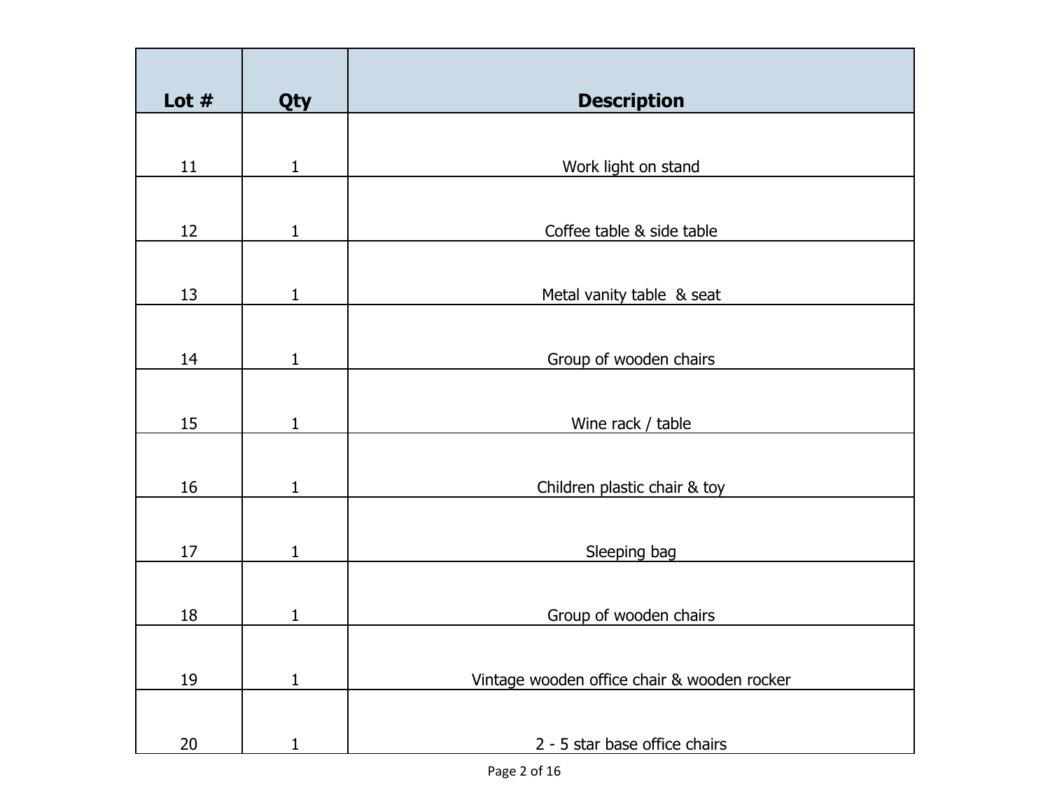| Lot # | Qty | Description |
|---|---|---|
| 11 | 1 | Work light on stand |
| 12 | 1 | Coffee table & side table |
| 13 | 1 | Metal vanity table  & seat |
| 14 | 1 | Group of wooden chairs |
| 15 | 1 | Wine rack / table |
| 16 | 1 | Children plastic chair & toy |
| 17 | 1 | Sleeping bag |
| 18 | 1 | Group of wooden chairs |
| 19 | 1 | Vintage wooden office chair & wooden rocker |
| 20 | 1 | 2 - 5 star base office chairs |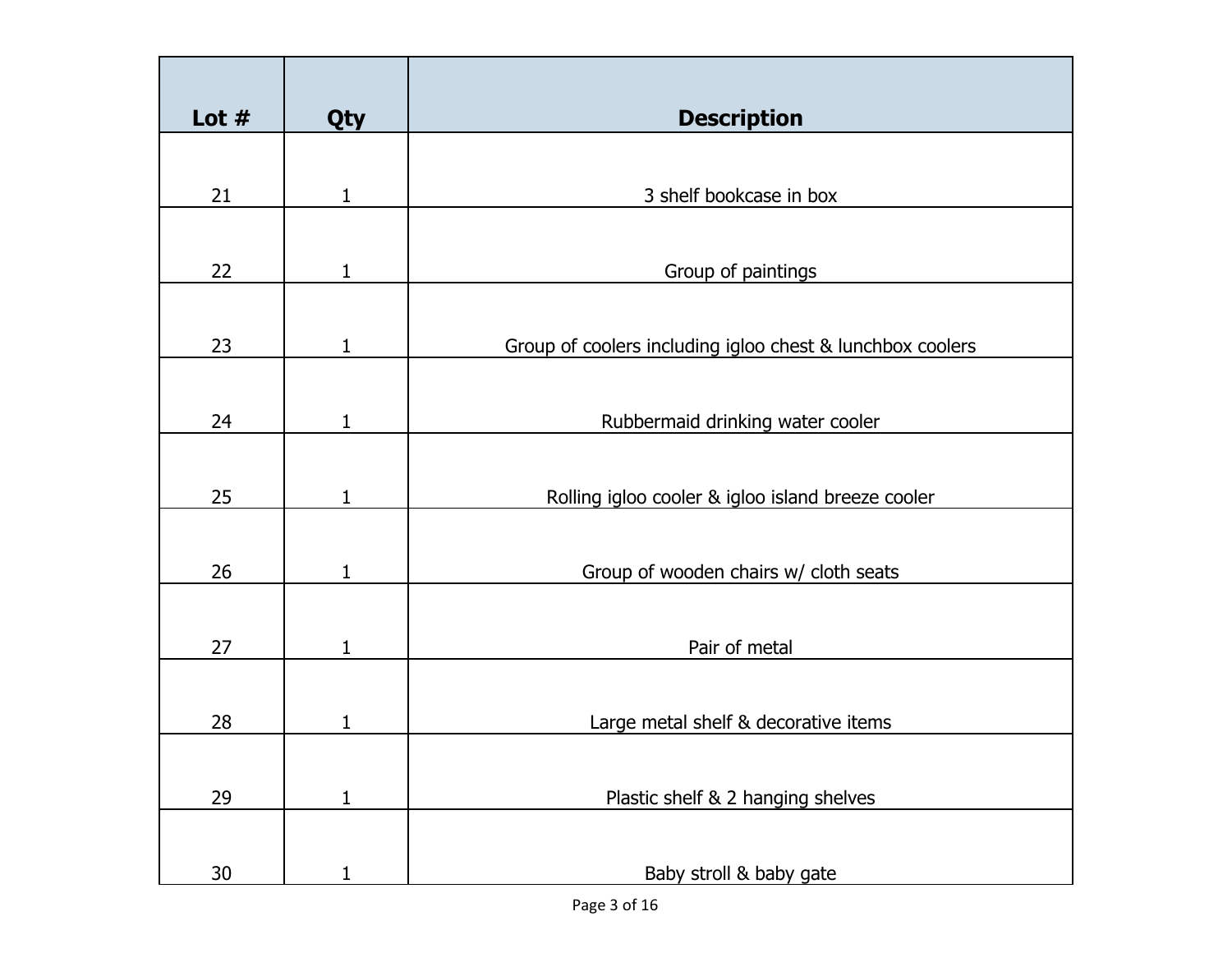| Lot # | Qty | Description |
|---|---|---|
| 21 | 1 | 3 shelf bookcase in box |
| 22 | 1 | Group of paintings |
| 23 | 1 | Group of coolers including igloo chest & lunchbox coolers |
| 24 | 1 | Rubbermaid drinking water cooler |
| 25 | 1 | Rolling igloo cooler & igloo island breeze cooler |
| 26 | 1 | Group of wooden chairs w/ cloth seats |
| 27 | 1 | Pair of metal |
| 28 | 1 | Large metal shelf & decorative items |
| 29 | 1 | Plastic shelf & 2 hanging shelves |
| 30 | 1 | Baby stroll & baby gate |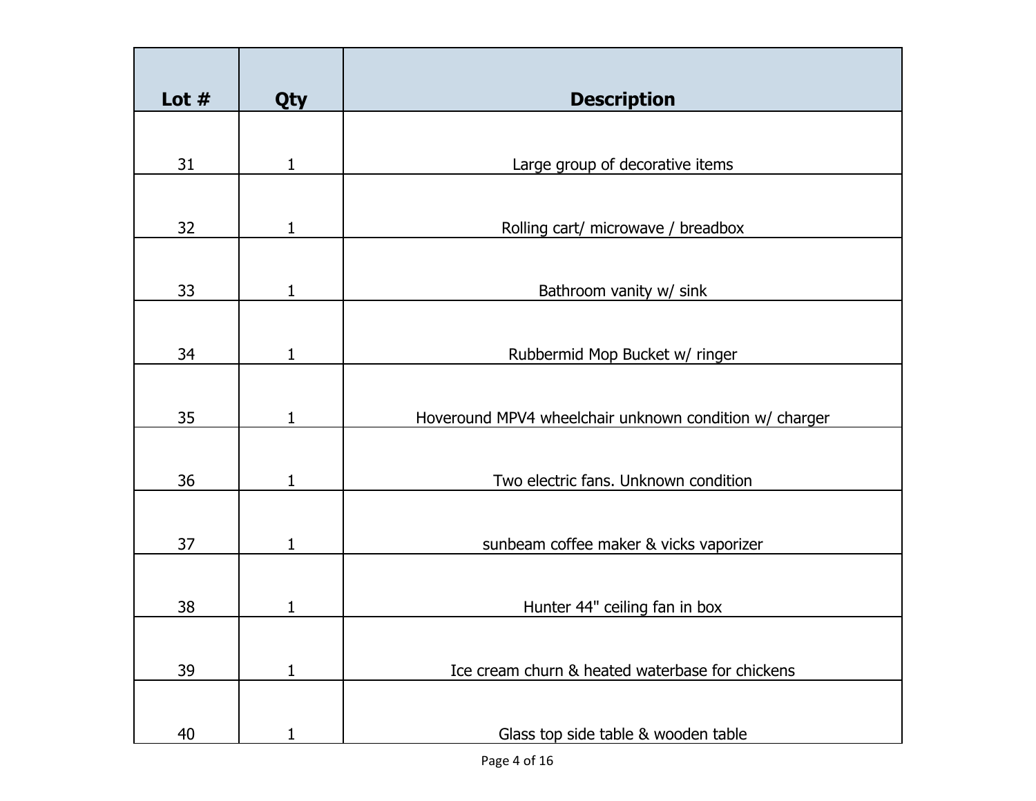| Lot # | Qty | Description |
|---|---|---|
| 31 | 1 | Large group of decorative items |
| 32 | 1 | Rolling cart/ microwave / breadbox |
| 33 | 1 | Bathroom vanity w/ sink |
| 34 | 1 | Rubbermid Mop Bucket w/ ringer |
| 35 | 1 | Hoveround MPV4 wheelchair unknown condition w/ charger |
| 36 | 1 | Two electric fans. Unknown condition |
| 37 | 1 | sunbeam coffee maker & vicks vaporizer |
| 38 | 1 | Hunter 44" ceiling fan in box |
| 39 | 1 | Ice cream churn & heated waterbase for chickens |
| 40 | 1 | Glass top side table & wooden table |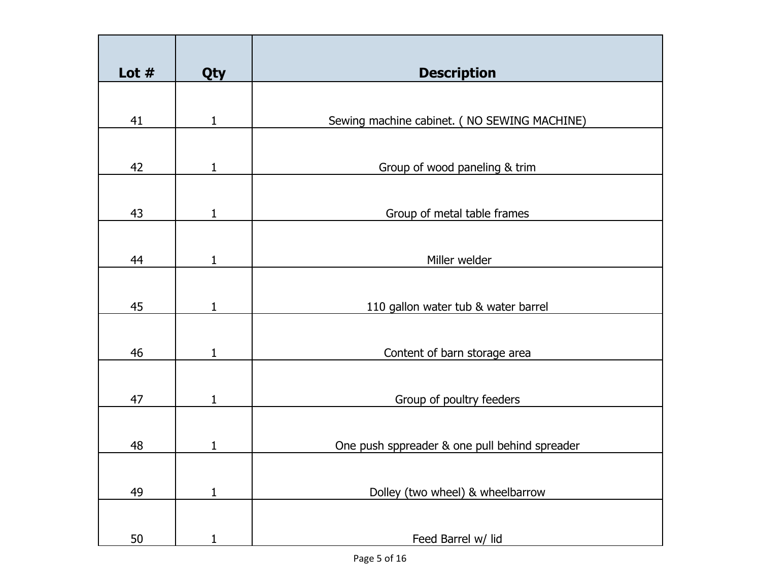| Lot # | Qty | Description |
|---|---|---|
| 41 | 1 | Sewing machine cabinet. ( NO SEWING MACHINE) |
| 42 | 1 | Group of wood paneling & trim |
| 43 | 1 | Group of metal table frames |
| 44 | 1 | Miller welder |
| 45 | 1 | 110 gallon water tub & water barrel |
| 46 | 1 | Content of barn storage area |
| 47 | 1 | Group of poultry feeders |
| 48 | 1 | One push sppreader & one pull behind spreader |
| 49 | 1 | Dolley (two wheel) & wheelbarrow |
| 50 | 1 | Feed Barrel w/ lid |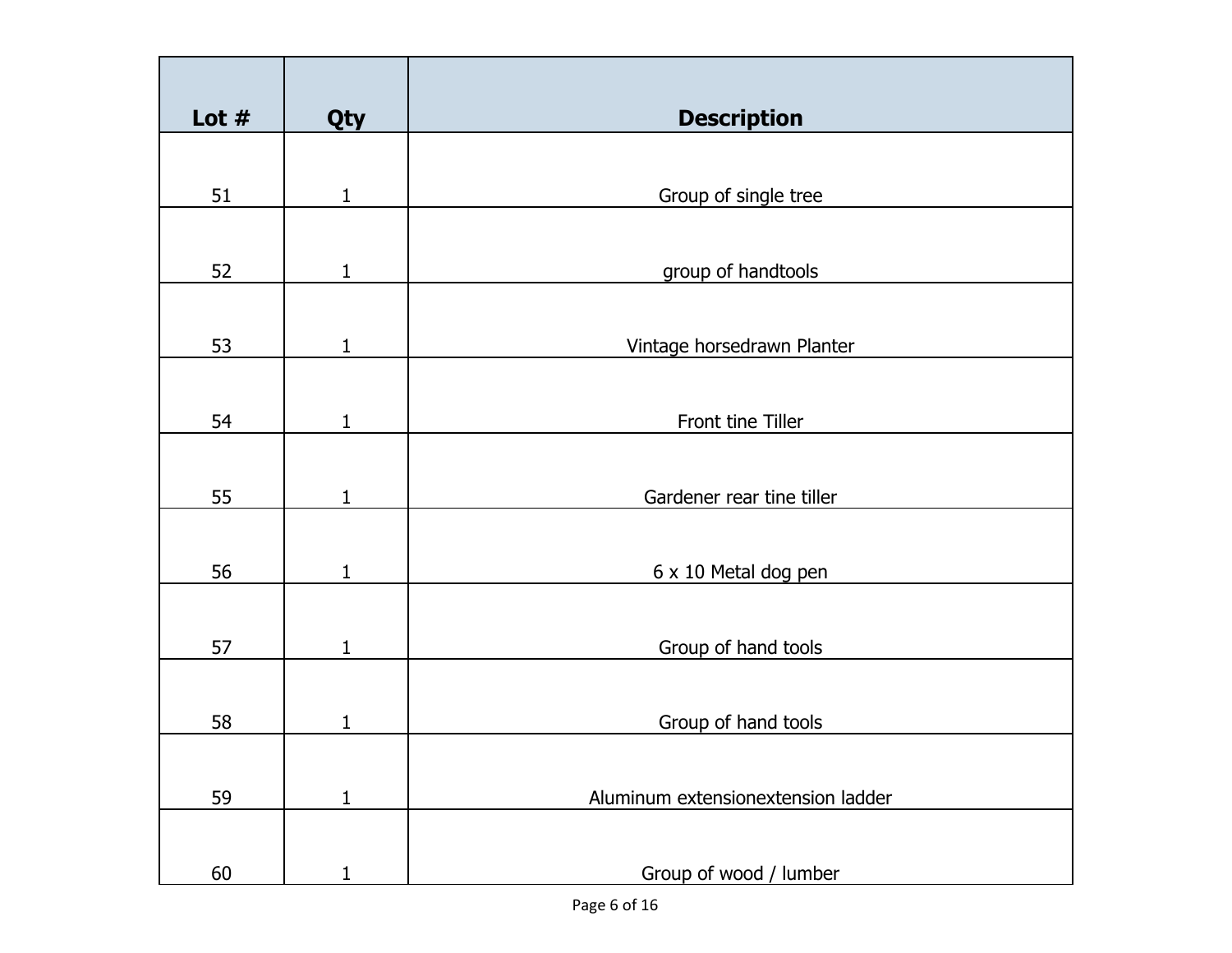| Lot # | Qty | Description |
|---|---|---|
| 51 | 1 | Group of single tree |
| 52 | 1 | group of handtools |
| 53 | 1 | Vintage horsedrawn Planter |
| 54 | 1 | Front tine Tiller |
| 55 | 1 | Gardener rear tine tiller |
| 56 | 1 | 6 x 10 Metal dog pen |
| 57 | 1 | Group of hand tools |
| 58 | 1 | Group of hand tools |
| 59 | 1 | Aluminum extensionextension ladder |
| 60 | 1 | Group of wood / lumber |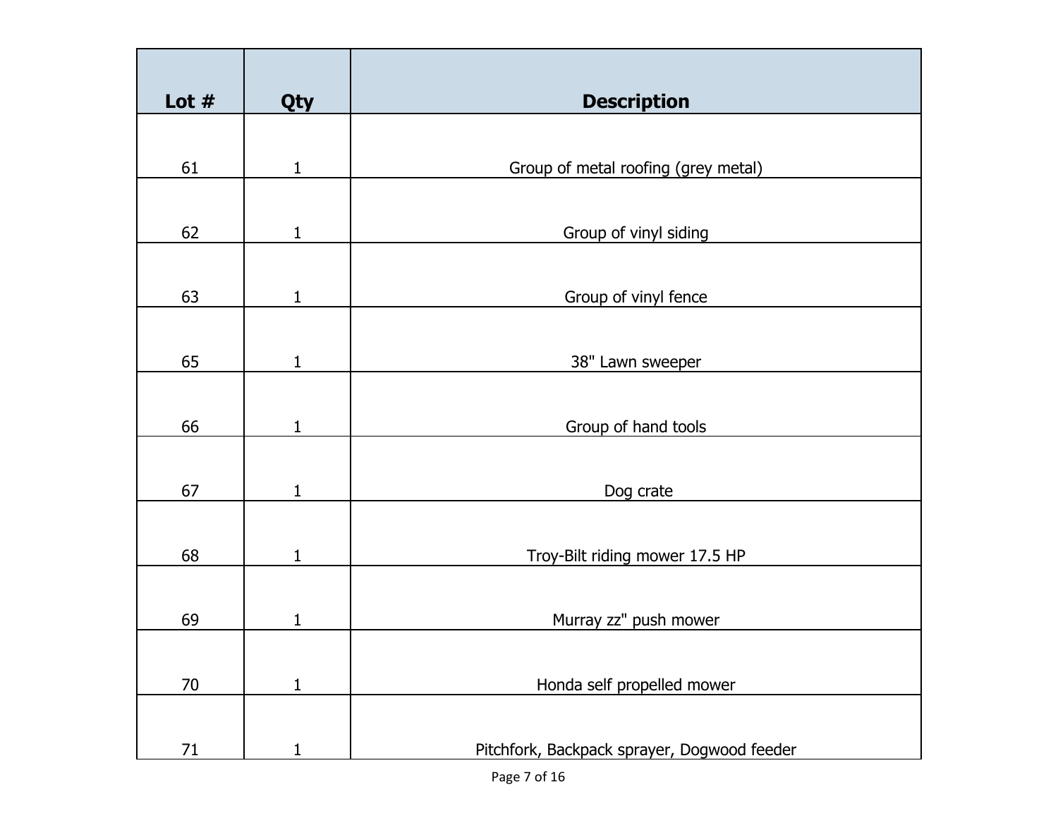| Lot # | Qty | Description |
|---|---|---|
| 61 | 1 | Group of metal roofing (grey metal) |
| 62 | 1 | Group of vinyl siding |
| 63 | 1 | Group of vinyl fence |
| 65 | 1 | 38" Lawn sweeper |
| 66 | 1 | Group of hand tools |
| 67 | 1 | Dog crate |
| 68 | 1 | Troy-Bilt riding mower 17.5 HP |
| 69 | 1 | Murray zz" push mower |
| 70 | 1 | Honda self propelled mower |
| 71 | 1 | Pitchfork, Backpack sprayer, Dogwood feeder |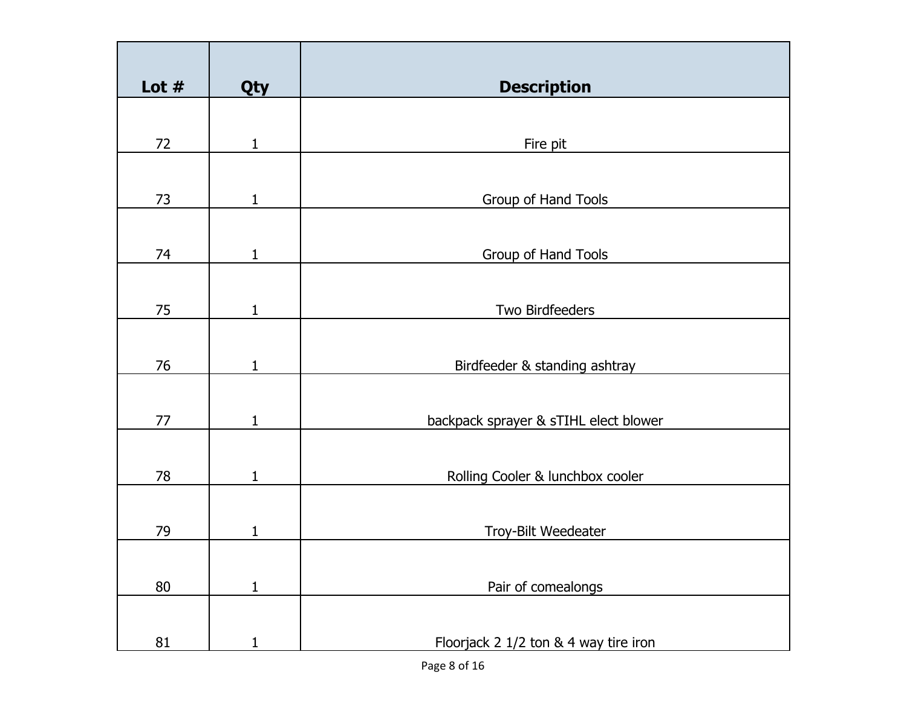| Lot # | Qty | Description |
| --- | --- | --- |
| 72 | 1 | Fire pit |
| 73 | 1 | Group of Hand Tools |
| 74 | 1 | Group of Hand Tools |
| 75 | 1 | Two Birdfeeders |
| 76 | 1 | Birdfeeder & standing ashtray |
| 77 | 1 | backpack sprayer & sTIHL elect blower |
| 78 | 1 | Rolling Cooler & lunchbox cooler |
| 79 | 1 | Troy-Bilt Weedeater |
| 80 | 1 | Pair of comealongs |
| 81 | 1 | Floorjack 2 1/2 ton & 4 way tire iron |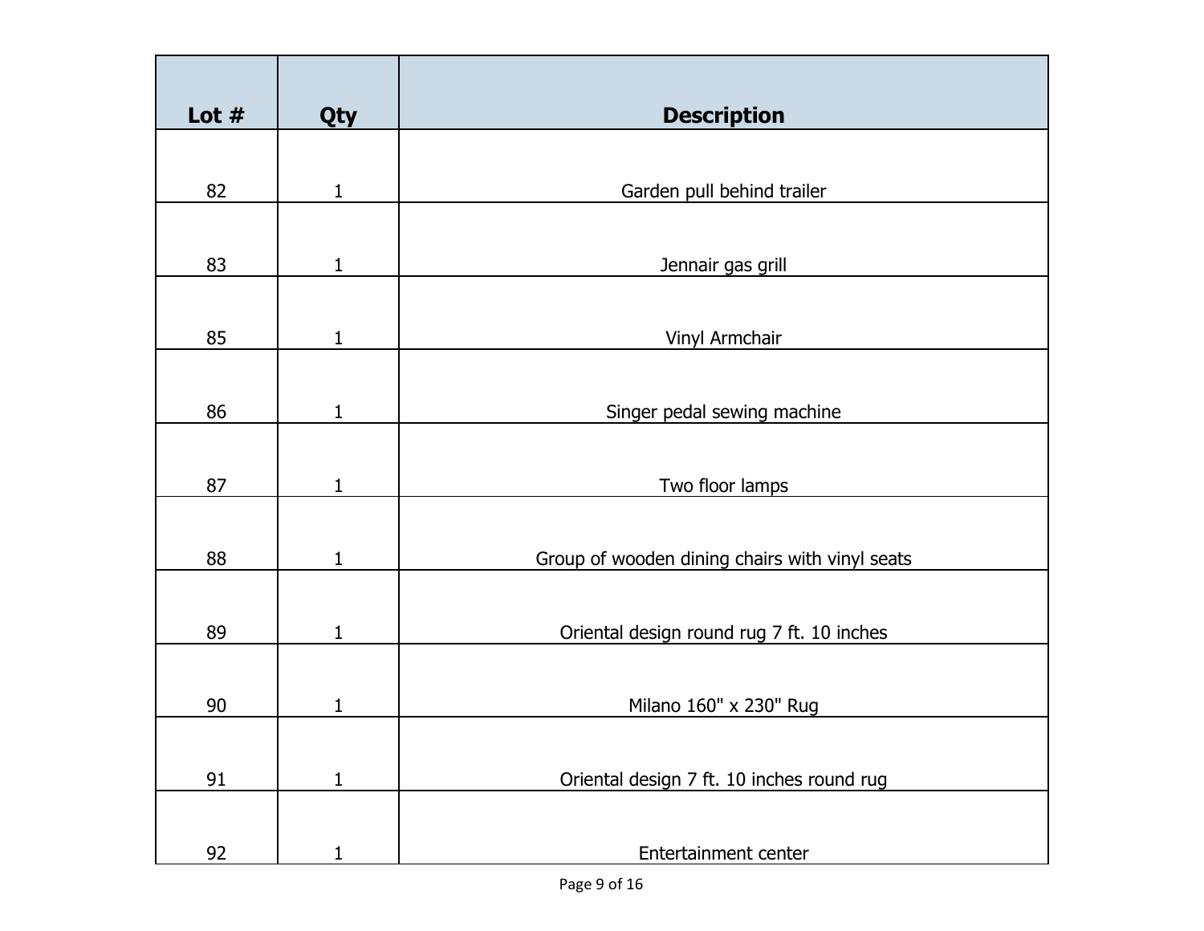| Lot # | Qty | Description |
|---|---|---|
| 82 | 1 | Garden pull behind trailer |
| 83 | 1 | Jennair gas grill |
| 85 | 1 | Vinyl Armchair |
| 86 | 1 | Singer pedal sewing machine |
| 87 | 1 | Two floor lamps |
| 88 | 1 | Group of wooden dining chairs with vinyl seats |
| 89 | 1 | Oriental design round rug 7 ft. 10 inches |
| 90 | 1 | Milano 160" x 230" Rug |
| 91 | 1 | Oriental design 7 ft. 10 inches round rug |
| 92 | 1 | Entertainment center |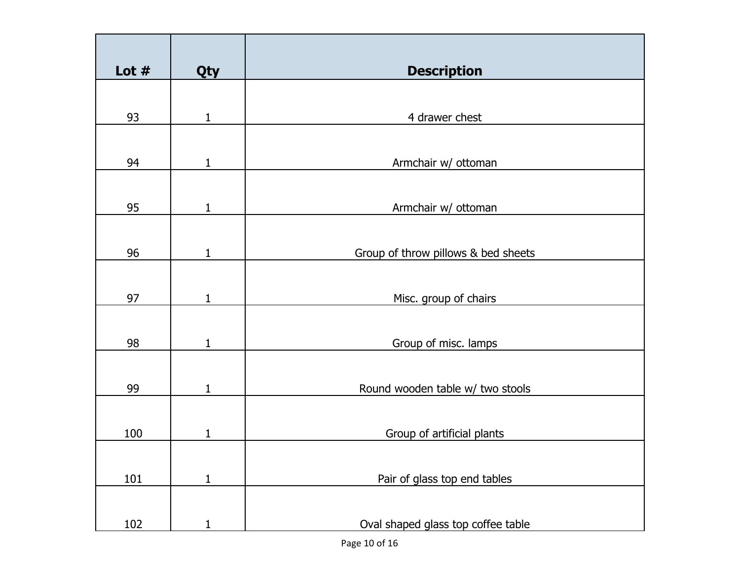| Lot # | Qty | Description |
| --- | --- | --- |
| 93 | 1 | 4 drawer chest |
| 94 | 1 | Armchair w/ ottoman |
| 95 | 1 | Armchair w/ ottoman |
| 96 | 1 | Group of throw pillows & bed sheets |
| 97 | 1 | Misc. group of chairs |
| 98 | 1 | Group of misc. lamps |
| 99 | 1 | Round wooden table w/ two stools |
| 100 | 1 | Group of artificial plants |
| 101 | 1 | Pair of glass top end tables |
| 102 | 1 | Oval shaped glass top coffee table |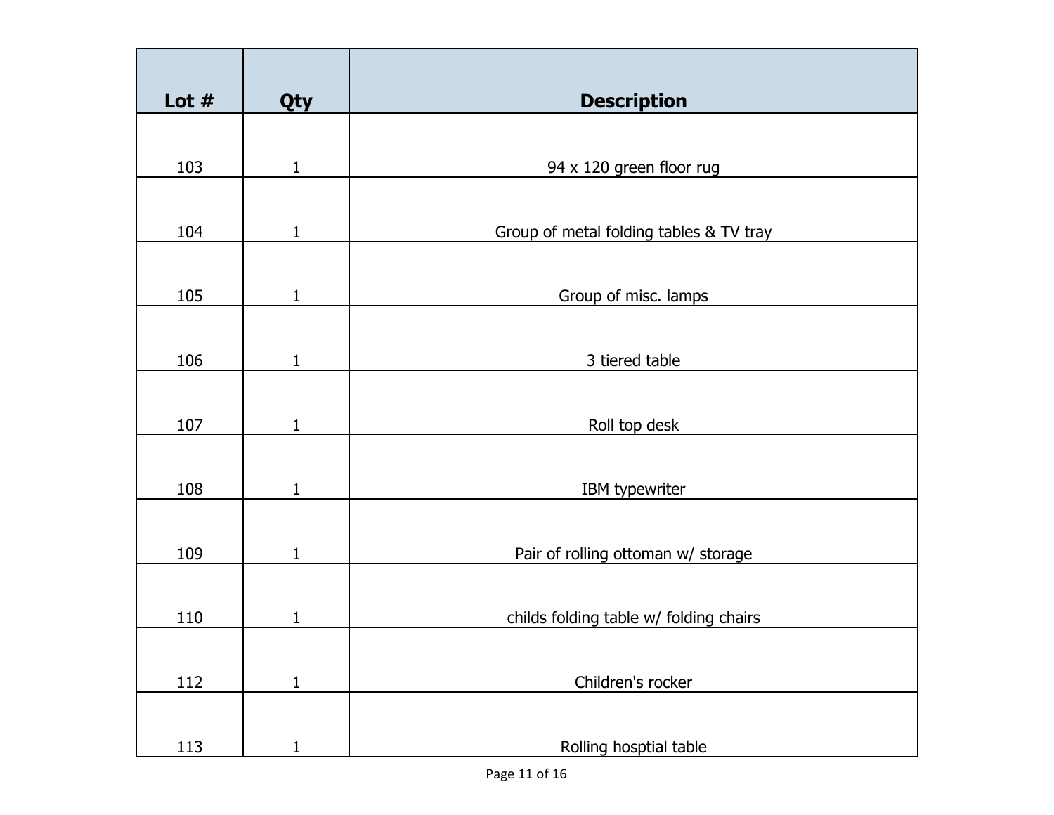| Lot # | Qty | Description |
|---|---|---|
| 103 | 1 | 94 x 120 green floor rug |
| 104 | 1 | Group of metal folding tables & TV tray |
| 105 | 1 | Group of misc. lamps |
| 106 | 1 | 3 tiered table |
| 107 | 1 | Roll top desk |
| 108 | 1 | IBM typewriter |
| 109 | 1 | Pair of rolling ottoman w/ storage |
| 110 | 1 | childs folding table w/ folding chairs |
| 112 | 1 | Children's rocker |
| 113 | 1 | Rolling hosptial table |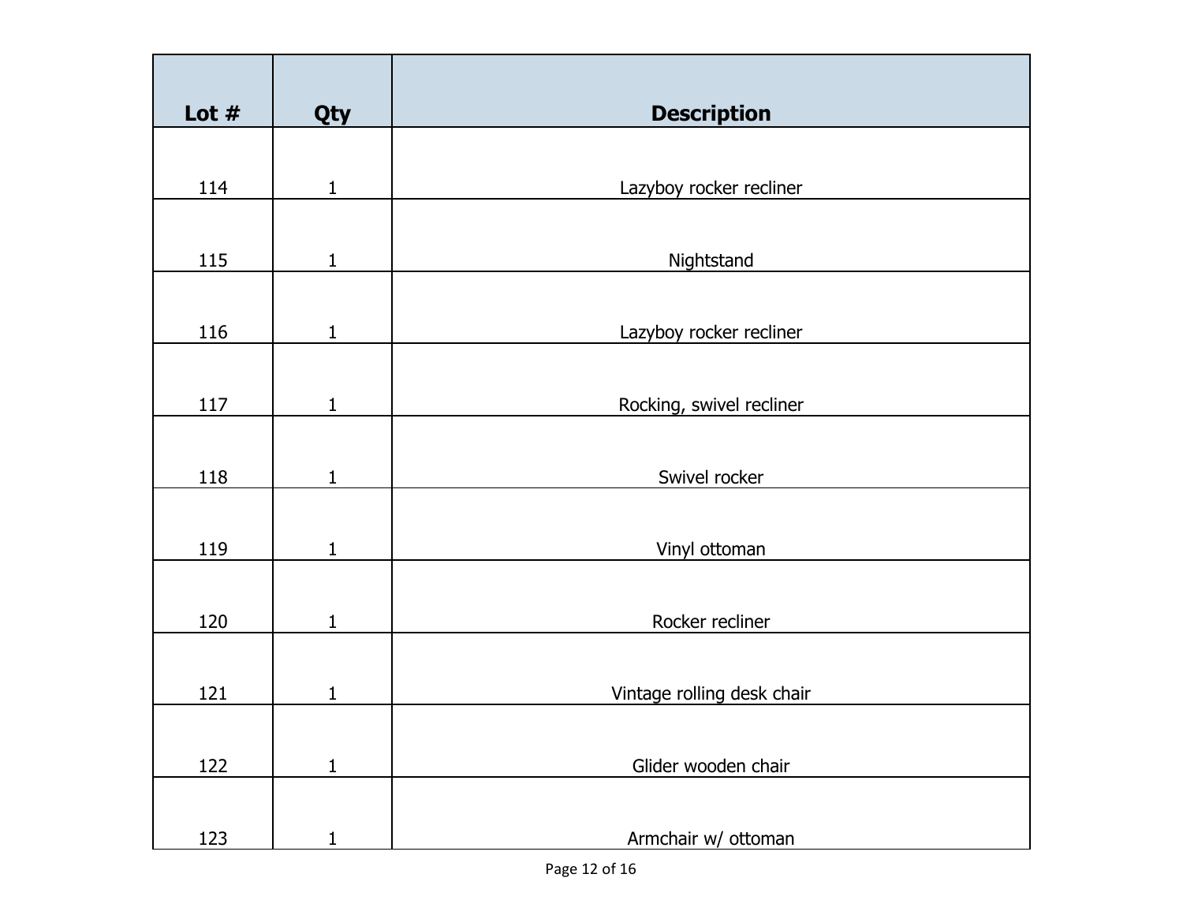| Lot # | Qty | Description |
|---|---|---|
| 114 | 1 | Lazyboy rocker recliner |
| 115 | 1 | Nightstand |
| 116 | 1 | Lazyboy rocker recliner |
| 117 | 1 | Rocking, swivel recliner |
| 118 | 1 | Swivel rocker |
| 119 | 1 | Vinyl ottoman |
| 120 | 1 | Rocker recliner |
| 121 | 1 | Vintage rolling desk chair |
| 122 | 1 | Glider wooden chair |
| 123 | 1 | Armchair w/ ottoman |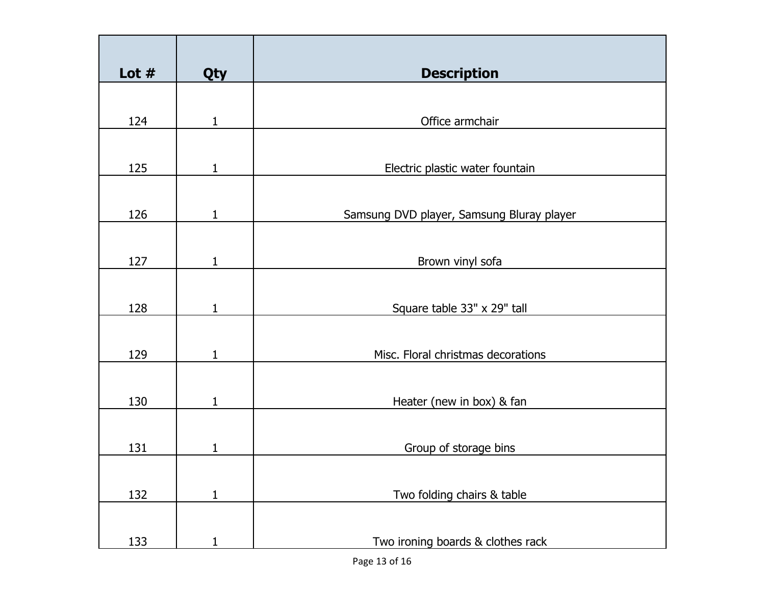| Lot # | Qty | Description |
| --- | --- | --- |
| 124 | 1 | Office armchair |
| 125 | 1 | Electric plastic water fountain |
| 126 | 1 | Samsung DVD player, Samsung Bluray player |
| 127 | 1 | Brown vinyl sofa |
| 128 | 1 | Square table 33" x 29" tall |
| 129 | 1 | Misc. Floral christmas decorations |
| 130 | 1 | Heater (new in box) & fan |
| 131 | 1 | Group of storage bins |
| 132 | 1 | Two folding chairs & table |
| 133 | 1 | Two ironing boards & clothes rack |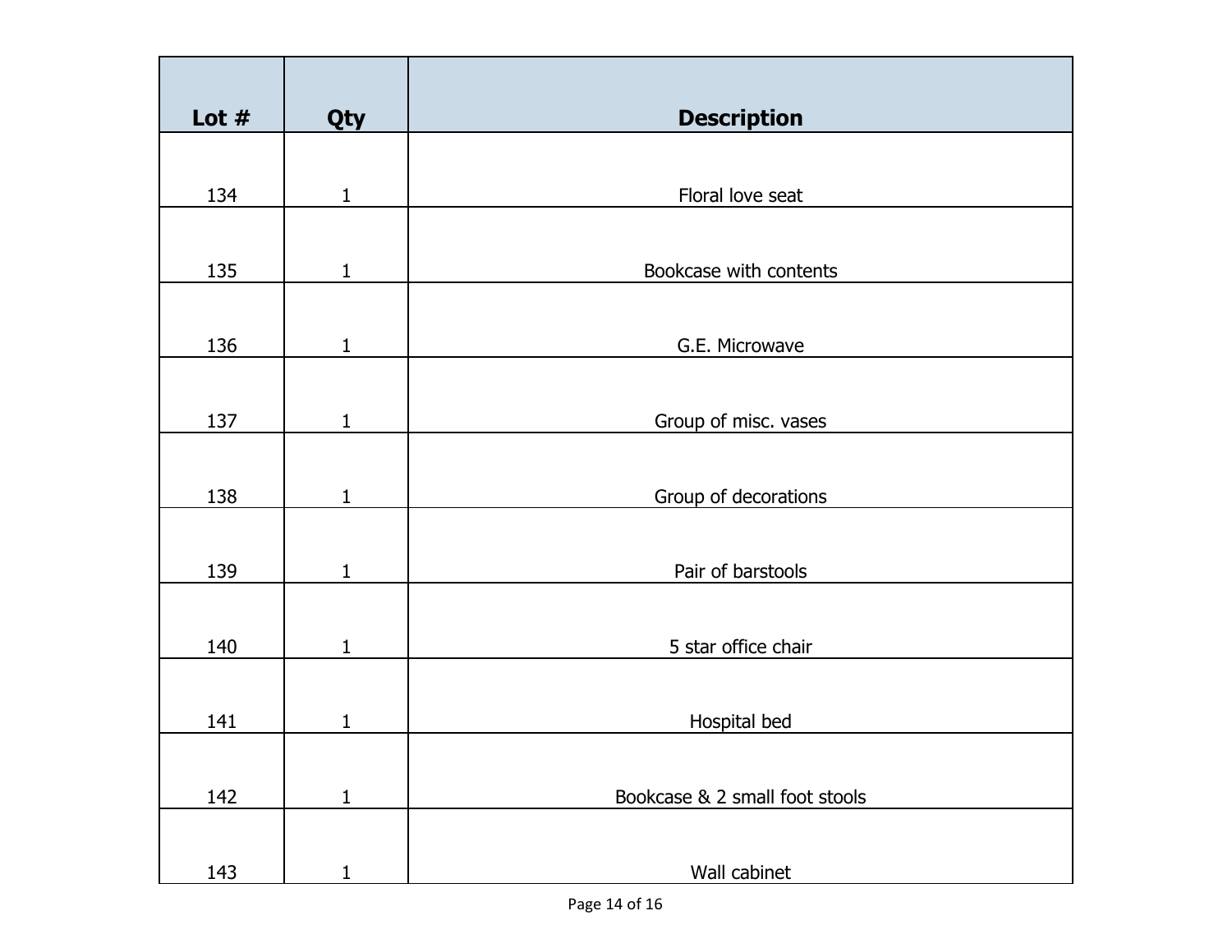| Lot # | Qty | Description |
| --- | --- | --- |
| 134 | 1 | Floral love seat |
| 135 | 1 | Bookcase with contents |
| 136 | 1 | G.E. Microwave |
| 137 | 1 | Group of misc. vases |
| 138 | 1 | Group of decorations |
| 139 | 1 | Pair of barstools |
| 140 | 1 | 5 star office chair |
| 141 | 1 | Hospital bed |
| 142 | 1 | Bookcase & 2 small foot stools |
| 143 | 1 | Wall cabinet |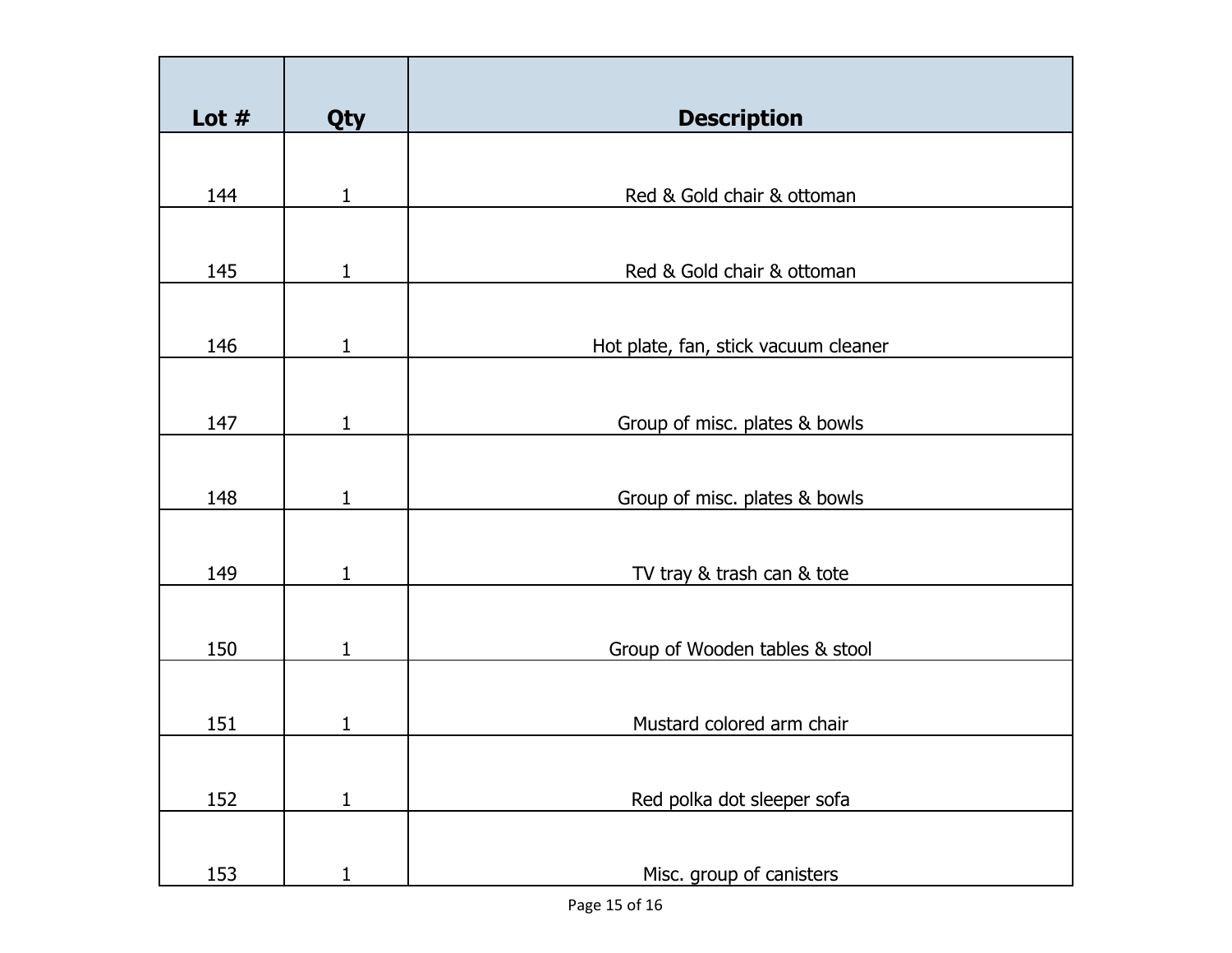| Lot # | Qty | Description |
| --- | --- | --- |
| 144 | 1 | Red & Gold chair & ottoman |
| 145 | 1 | Red & Gold chair & ottoman |
| 146 | 1 | Hot plate, fan, stick vacuum cleaner |
| 147 | 1 | Group of misc. plates & bowls |
| 148 | 1 | Group of misc. plates & bowls |
| 149 | 1 | TV tray & trash can & tote |
| 150 | 1 | Group of Wooden tables & stool |
| 151 | 1 | Mustard colored arm chair |
| 152 | 1 | Red polka dot sleeper sofa |
| 153 | 1 | Misc. group of canisters |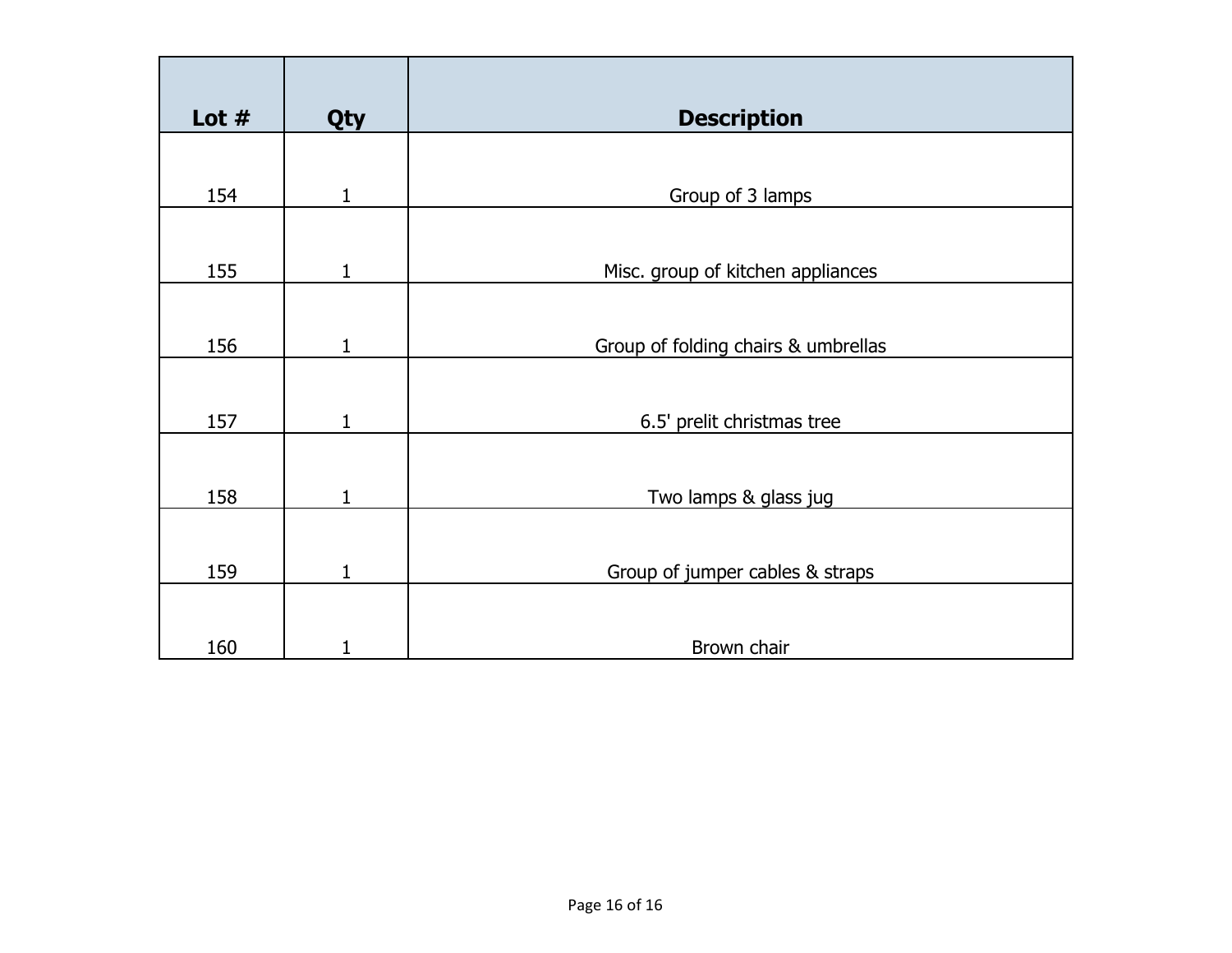| Lot # | Qty | Description |
|---|---|---|
| 154 | 1 | Group of 3 lamps |
| 155 | 1 | Misc. group of kitchen appliances |
| 156 | 1 | Group of folding chairs & umbrellas |
| 157 | 1 | 6.5' prelit christmas tree |
| 158 | 1 | Two lamps & glass jug |
| 159 | 1 | Group of jumper cables & straps |
| 160 | 1 | Brown chair |